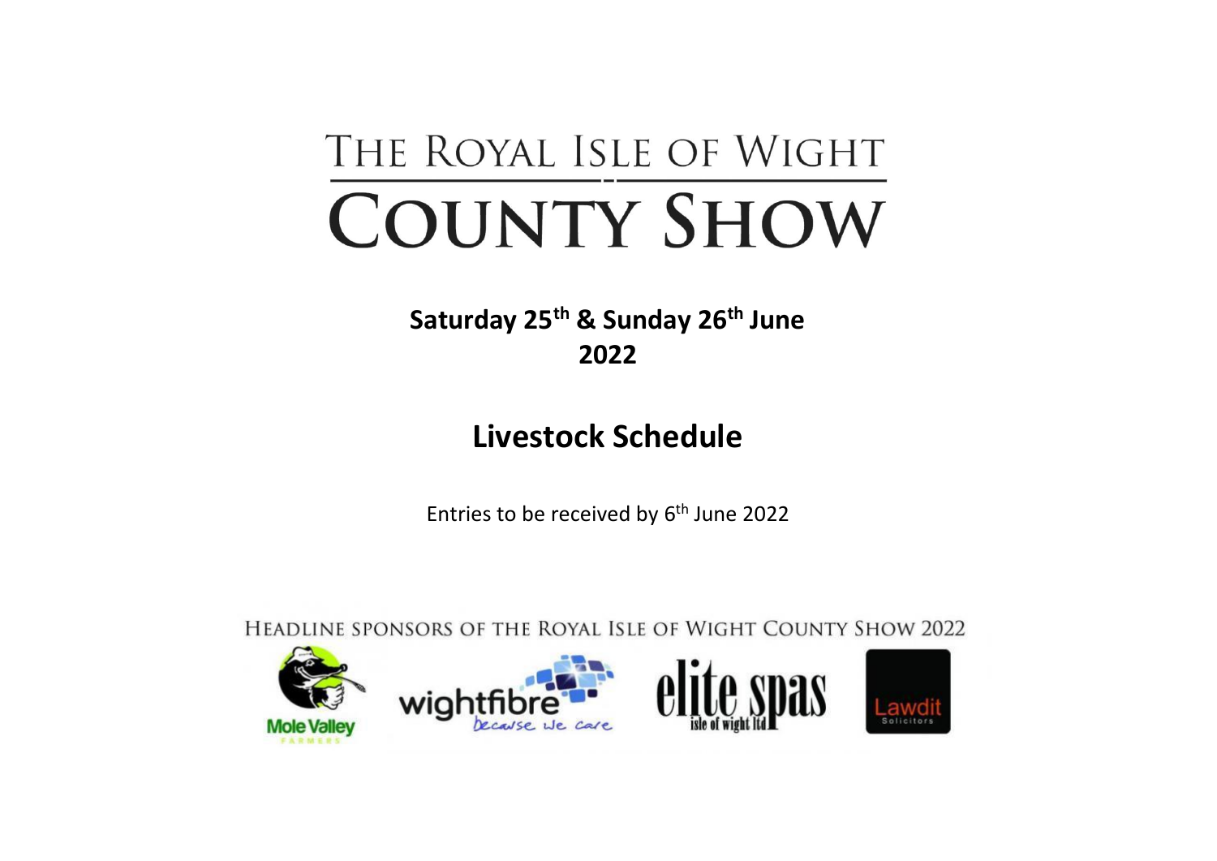# The Royal Isle of Wight County Show

**Saturday 25th & Sunday 26th June 2022**

## Livestock Schedule

Entries to be received by 6th June 2022

Headline sponsors of the Royal Isle of Wight County Show 2022

Mole Valley Farmers

wightfibre because we care

elite spas isle of wight ltd

Lawdit Solicitors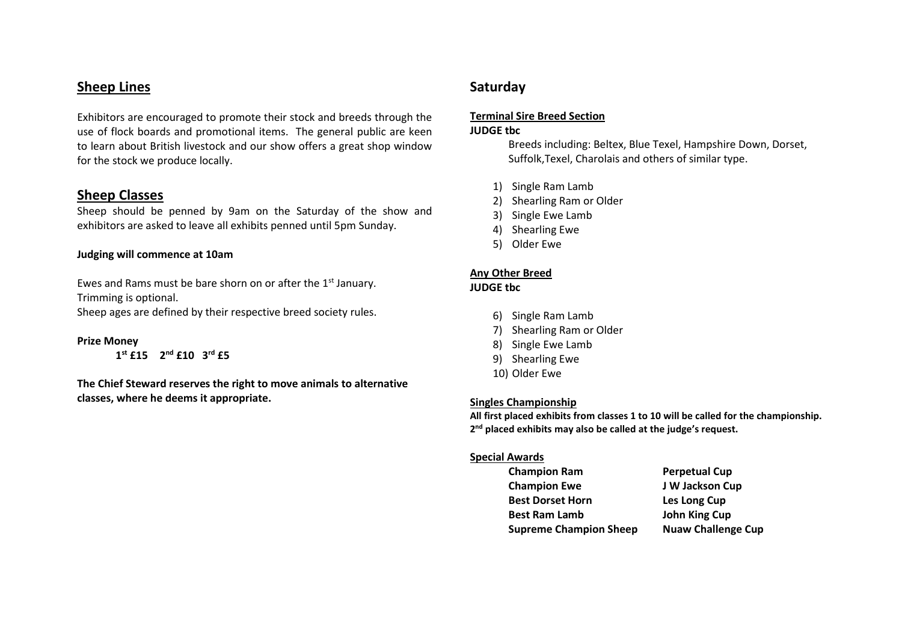## Sheep Lines

Exhibitors are encouraged to promote their stock and breeds through the use of flock boards and promotional items. The general public are keen to learn about British livestock and our show offers a great shop window for the stock we produce locally.

## Sheep Classes

Sheep should be penned by 9am on the Saturday of the show and exhibitors are asked to leave all exhibits penned until 5pm Sunday.

**Judging will commence at 10am**

Ewes and Rams must be bare shorn on or after the 1st January.
Trimming is optional.
Sheep ages are defined by their respective breed society rules.

**Prize Money**

**1st £15 2nd £10 3rd £5**

**The Chief Steward reserves the right to move animals to alternative classes, where he deems it appropriate.**

## Saturday

**Terminal Sire Breed Section**

**JUDGE tbc**

Breeds including: Beltex, Blue Texel, Hampshire Down, Dorset, Suffolk,Texel, Charolais and others of similar type.

1) Single Ram Lamb
2) Shearling Ram or Older
3) Single Ewe Lamb
4) Shearling Ewe
5) Older Ewe

**Any Other Breed**

**JUDGE tbc**

6) Single Ram Lamb
7) Shearling Ram or Older
8) Single Ewe Lamb
9) Shearling Ewe
10) Older Ewe

**Singles Championship**

**All first placed exhibits from classes 1 to 10 will be called for the championship. 2nd placed exhibits may also be called at the judge's request.**

**Special Awards**

| | |
|---|---|
| **Champion Ram** | **Perpetual Cup** |
| **Champion Ewe** | **J W Jackson Cup** |
| **Best Dorset Horn** | **Les Long Cup** |
| **Best Ram Lamb** | **John King Cup** |
| **Supreme Champion Sheep** | **Nuaw Challenge Cup** |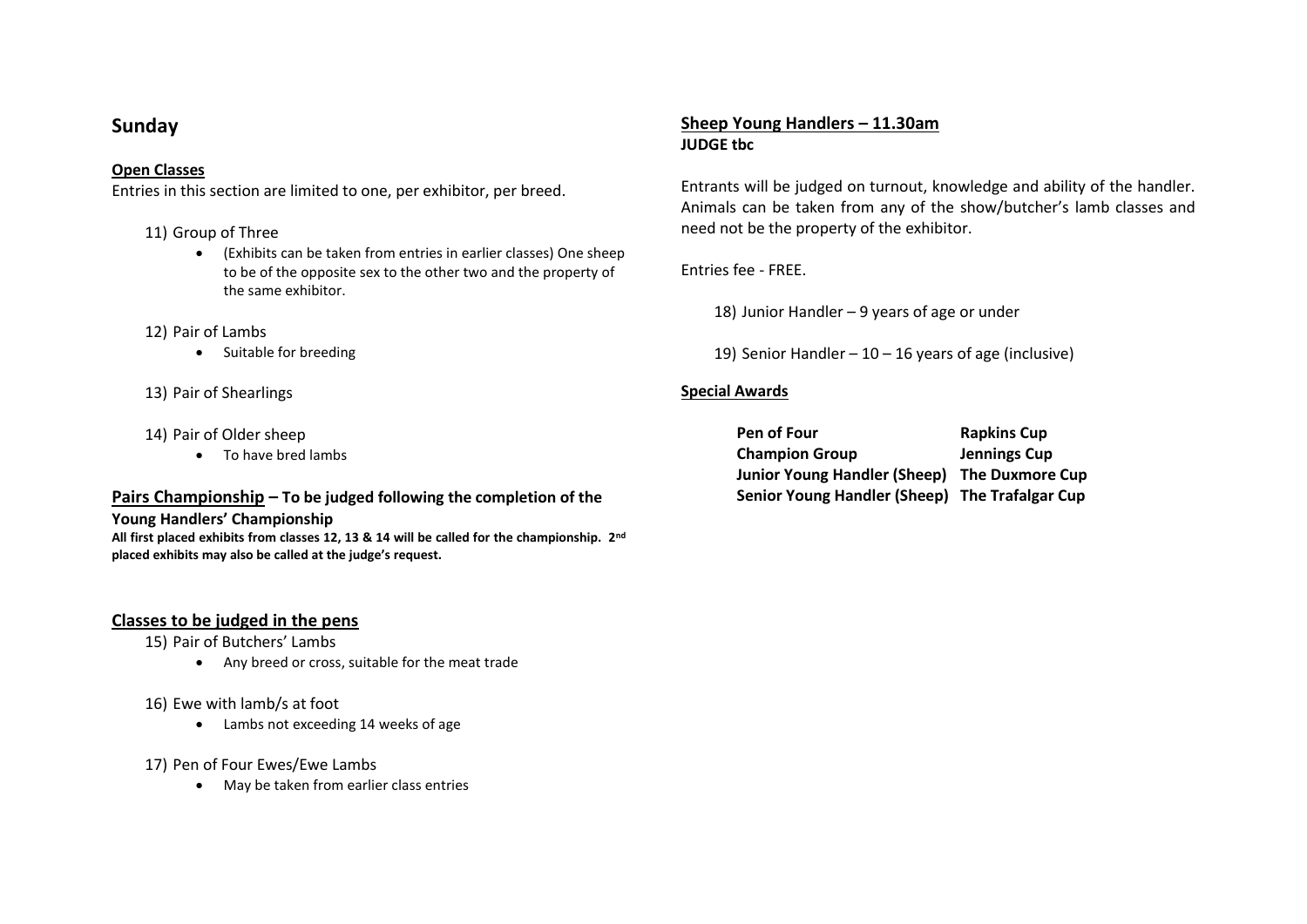## Sunday

**Open Classes**

Entries in this section are limited to one, per exhibitor, per breed.

11) Group of Three
    - (Exhibits can be taken from entries in earlier classes) One sheep to be of the opposite sex to the other two and the property of the same exhibitor.

12) Pair of Lambs
    - Suitable for breeding

13) Pair of Shearlings

14) Pair of Older sheep
    - To have bred lambs

### Pairs Championship – To be judged following the completion of the Young Handlers' Championship

**All first placed exhibits from classes 12, 13 & 14 will be called for the championship. 2nd placed exhibits may also be called at the judge's request.**

### Classes to be judged in the pens

15) Pair of Butchers' Lambs
    - Any breed or cross, suitable for the meat trade

16) Ewe with lamb/s at foot
    - Lambs not exceeding 14 weeks of age

17) Pen of Four Ewes/Ewe Lambs
    - May be taken from earlier class entries

### Sheep Young Handlers – 11.30am

**JUDGE tbc**

Entrants will be judged on turnout, knowledge and ability of the handler. Animals can be taken from any of the show/butcher's lamb classes and need not be the property of the exhibitor.

Entries fee - FREE.

18) Junior Handler – 9 years of age or under

19) Senior Handler – 10 – 16 years of age (inclusive)

**Special Awards**

| | |
|---|---|
| **Pen of Four** | **Rapkins Cup** |
| **Champion Group** | **Jennings Cup** |
| **Junior Young Handler (Sheep)** | **The Duxmore Cup** |
| **Senior Young Handler (Sheep)** | **The Trafalgar Cup** |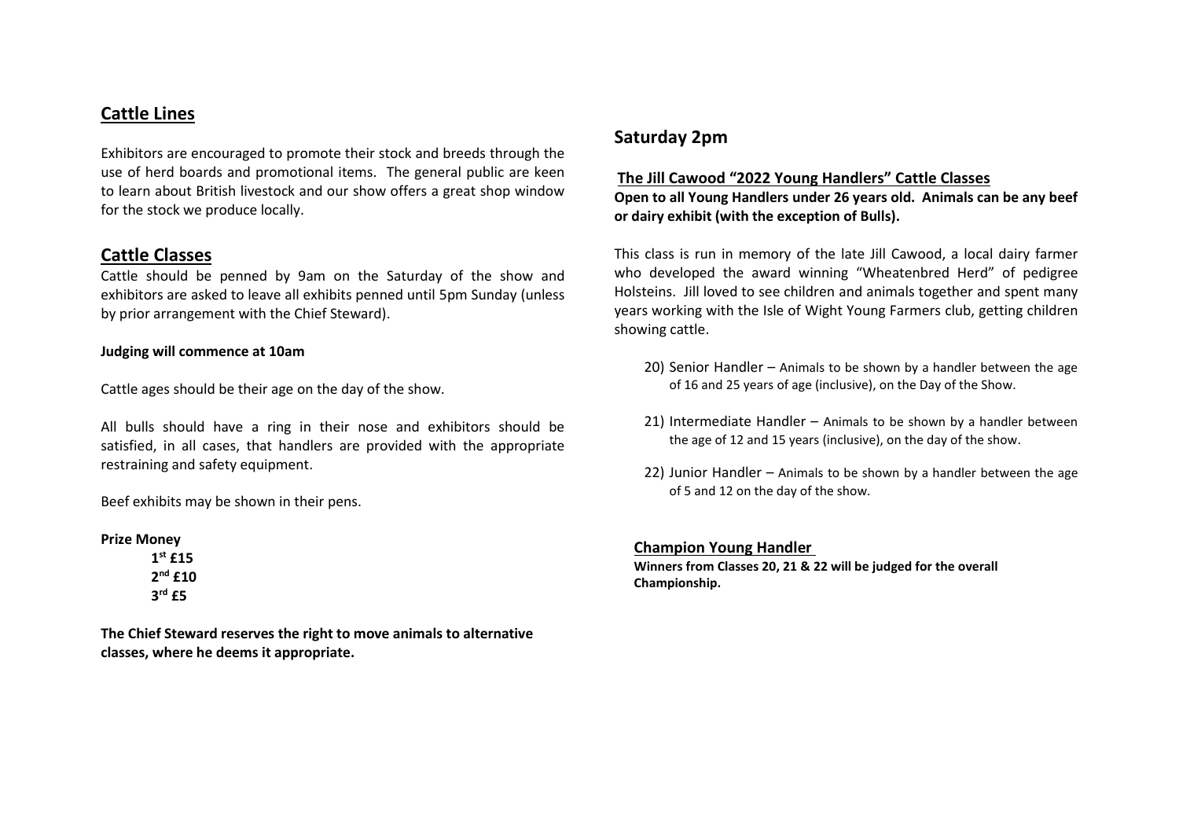## Cattle Lines

Exhibitors are encouraged to promote their stock and breeds through the use of herd boards and promotional items. The general public are keen to learn about British livestock and our show offers a great shop window for the stock we produce locally.

## Cattle Classes

Cattle should be penned by 9am on the Saturday of the show and exhibitors are asked to leave all exhibits penned until 5pm Sunday (unless by prior arrangement with the Chief Steward).

**Judging will commence at 10am**

Cattle ages should be their age on the day of the show.

All bulls should have a ring in their nose and exhibitors should be satisfied, in all cases, that handlers are provided with the appropriate restraining and safety equipment.

Beef exhibits may be shown in their pens.

**Prize Money**

**1st £15**
**2nd £10**
**3rd £5**

**The Chief Steward reserves the right to move animals to alternative classes, where he deems it appropriate.**

## Saturday 2pm

### The Jill Cawood "2022 Young Handlers" Cattle Classes

**Open to all Young Handlers under 26 years old. Animals can be any beef or dairy exhibit (with the exception of Bulls).**

This class is run in memory of the late Jill Cawood, a local dairy farmer who developed the award winning "Wheatenbred Herd" of pedigree Holsteins. Jill loved to see children and animals together and spent many years working with the Isle of Wight Young Farmers club, getting children showing cattle.

20) Senior Handler – Animals to be shown by a handler between the age of 16 and 25 years of age (inclusive), on the Day of the Show.

21) Intermediate Handler – Animals to be shown by a handler between the age of 12 and 15 years (inclusive), on the day of the show.

22) Junior Handler – Animals to be shown by a handler between the age of 5 and 12 on the day of the show.

### Champion Young Handler

**Winners from Classes 20, 21 & 22 will be judged for the overall Championship.**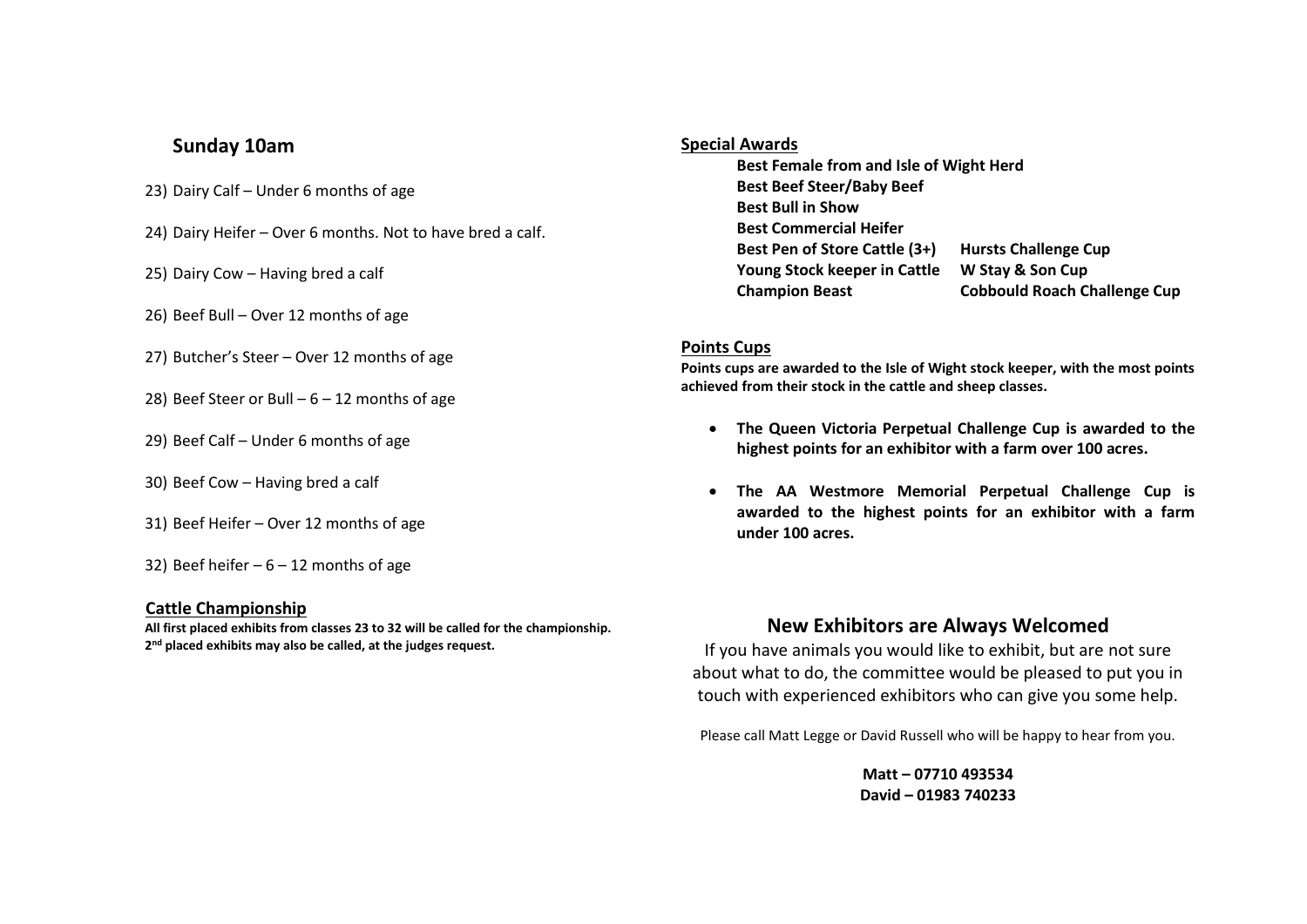## Sunday 10am

23) Dairy Calf – Under 6 months of age

24) Dairy Heifer – Over 6 months. Not to have bred a calf.

25) Dairy Cow – Having bred a calf

26) Beef Bull – Over 12 months of age

27) Butcher's Steer – Over 12 months of age

28) Beef Steer or Bull – 6 – 12 months of age

29) Beef Calf – Under 6 months of age

30) Beef Cow – Having bred a calf

31) Beef Heifer – Over 12 months of age

32) Beef heifer – 6 – 12 months of age

### Cattle Championship

**All first placed exhibits from classes 23 to 32 will be called for the championship. 2nd placed exhibits may also be called, at the judges request.**

### Special Awards

| | |
|---|---|
| **Best Female from and Isle of Wight Herd** | |
| **Best Beef Steer/Baby Beef** | |
| **Best Bull in Show** | |
| **Best Commercial Heifer** | |
| **Best Pen of Store Cattle (3+)** | **Hursts Challenge Cup** |
| **Young Stock keeper in Cattle** | **W Stay & Son Cup** |
| **Champion Beast** | **Cobbould Roach Challenge Cup** |

### Points Cups

**Points cups are awarded to the Isle of Wight stock keeper, with the most points achieved from their stock in the cattle and sheep classes.**

- **The Queen Victoria Perpetual Challenge Cup is awarded to the highest points for an exhibitor with a farm over 100 acres.**
- **The AA Westmore Memorial Perpetual Challenge Cup is awarded to the highest points for an exhibitor with a farm under 100 acres.**

## New Exhibitors are Always Welcomed

If you have animals you would like to exhibit, but are not sure about what to do, the committee would be pleased to put you in touch with experienced exhibitors who can give you some help.

Please call Matt Legge or David Russell who will be happy to hear from you.

**Matt – 07710 493534**
**David – 01983 740233**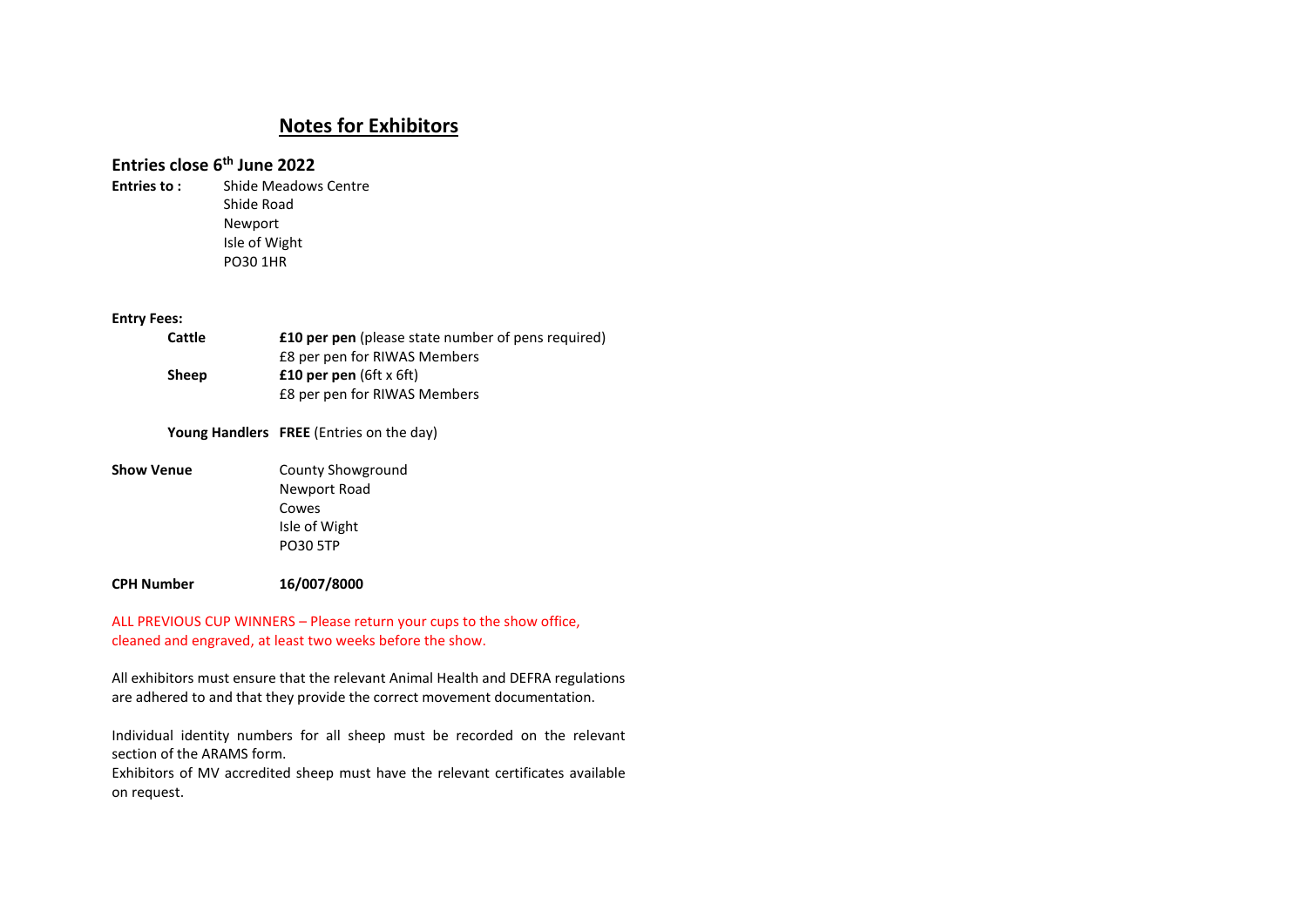## Notes for Exhibitors

### Entries close 6th June 2022

**Entries to :** Shide Meadows Centre
Shide Road
Newport
Isle of Wight
PO30 1HR

**Entry Fees:**

| | |
|---|---|
| **Cattle** | **£10 per pen** (please state number of pens required) |
| | £8 per pen for RIWAS Members |
| **Sheep** | **£10 per pen** (6ft x 6ft) |
| | £8 per pen for RIWAS Members |
| **Young Handlers** | **FREE** (Entries on the day) |

**Show Venue** County Showground
Newport Road
Cowes
Isle of Wight
PO30 5TP

**CPH Number** **16/007/8000**

ALL PREVIOUS CUP WINNERS – Please return your cups to the show office, cleaned and engraved, at least two weeks before the show.

All exhibitors must ensure that the relevant Animal Health and DEFRA regulations are adhered to and that they provide the correct movement documentation.

Individual identity numbers for all sheep must be recorded on the relevant section of the ARAMS form.
Exhibitors of MV accredited sheep must have the relevant certificates available on request.